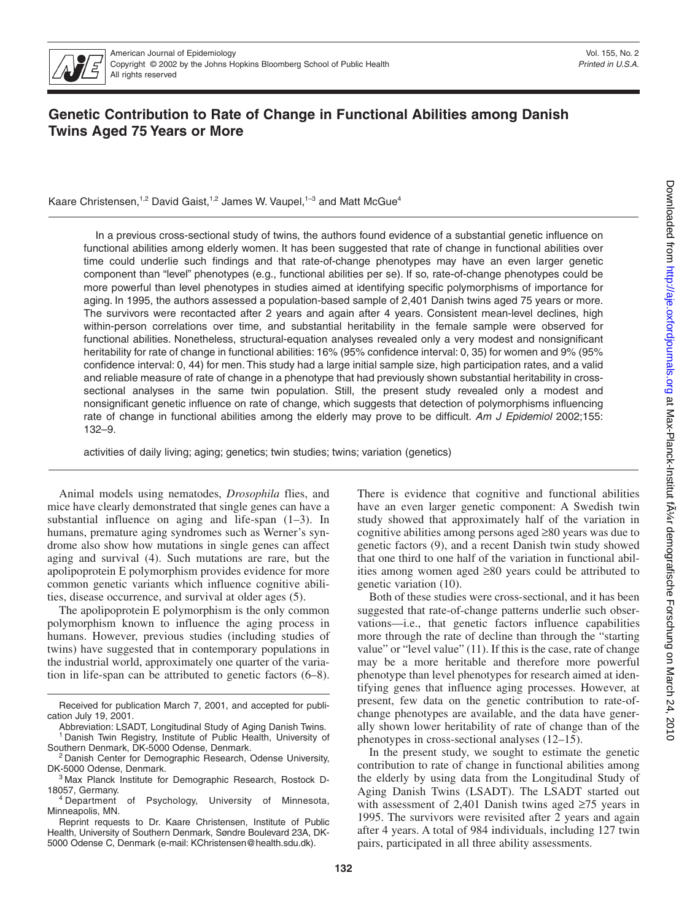# Genetic Contribution to Rate of Change in Functional Abilities among Danish Twins Aged 75 Years or More

Kaare Christensen,[1,2] David Gaist,[1,2] James W. Vaupel,[1–3] and Matt McGue[4]

In a previous cross-sectional study of twins, the authors found evidence of a substantial genetic influence on functional abilities among elderly women. It has been suggested that rate of change in functional abilities over time could underlie such findings and that rate-of-change phenotypes may have an even larger genetic component than "level" phenotypes (e.g., functional abilities per se). If so, rate-of-change phenotypes could be more powerful than level phenotypes in studies aimed at identifying specific polymorphisms of importance for aging. In 1995, the authors assessed a population-based sample of 2,401 Danish twins aged 75 years or more. The survivors were recontacted after 2 years and again after 4 years. Consistent mean-level declines, high within-person correlations over time, and substantial heritability in the female sample were observed for functional abilities. Nonetheless, structural-equation analyses revealed only a very modest and nonsignificant heritability for rate of change in functional abilities: 16% (95% confidence interval: 0, 35) for women and 9% (95% confidence interval: 0, 44) for men. This study had a large initial sample size, high participation rates, and a valid and reliable measure of rate of change in a phenotype that had previously shown substantial heritability in cross-sectional analyses in the same twin population. Still, the present study revealed only a modest and nonsignificant genetic influence on rate of change, which suggests that detection of polymorphisms influencing rate of change in functional abilities among the elderly may prove to be difficult. *Am J Epidemiol* 2002;155:132–9.

activities of daily living; aging; genetics; twin studies; twins; variation (genetics)

Animal models using nematodes, *Drosophila* flies, and mice have clearly demonstrated that single genes can have a substantial influence on aging and life-span (1–3). In humans, premature aging syndromes such as Werner's syndrome also show how mutations in single genes can affect aging and survival (4). Such mutations are rare, but the apolipoprotein E polymorphism provides evidence for more common genetic variants which influence cognitive abilities, disease occurrence, and survival at older ages (5).

The apolipoprotein E polymorphism is the only common polymorphism known to influence the aging process in humans. However, previous studies (including studies of twins) have suggested that in contemporary populations in the industrial world, approximately one quarter of the variation in life-span can be attributed to genetic factors (6–8). There is evidence that cognitive and functional abilities have an even larger genetic component: A Swedish twin study showed that approximately half of the variation in cognitive abilities among persons aged ≥80 years was due to genetic factors (9), and a recent Danish twin study showed that one third to one half of the variation in functional abilities among women aged ≥80 years could be attributed to genetic variation (10).

Both of these studies were cross-sectional, and it has been suggested that rate-of-change patterns underlie such observations—i.e., that genetic factors influence capabilities more through the rate of decline than through the "starting value" or "level value" (11). If this is the case, rate of change may be a more heritable and therefore more powerful phenotype than level phenotypes for research aimed at identifying genes that influence aging processes. However, at present, few data on the genetic contribution to rate-of-change phenotypes are available, and the data have generally shown lower heritability of rate of change than of the phenotypes in cross-sectional analyses (12–15).

In the present study, we sought to estimate the genetic contribution to rate of change in functional abilities among the elderly by using data from the Longitudinal Study of Aging Danish Twins (LSADT). The LSADT started out with assessment of 2,401 Danish twins aged ≥75 years in 1995. The survivors were revisited after 2 years and again after 4 years. A total of 984 individuals, including 127 twin pairs, participated in all three ability assessments.

---

Received for publication March 7, 2001, and accepted for publication July 19, 2001.

Abbreviation: LSADT, Longitudinal Study of Aging Danish Twins.

[1] Danish Twin Registry, Institute of Public Health, University of Southern Denmark, DK-5000 Odense, Denmark.

[2] Danish Center for Demographic Research, Odense University, DK-5000 Odense, Denmark.

[3] Max Planck Institute for Demographic Research, Rostock D-18057, Germany.

[4] Department of Psychology, University of Minnesota, Minneapolis, MN.

Reprint requests to Dr. Kaare Christensen, Institute of Public Health, University of Southern Denmark, Søndre Boulevard 23A, DK-5000 Odense C, Denmark (e-mail: KChristensen@health.sdu.dk).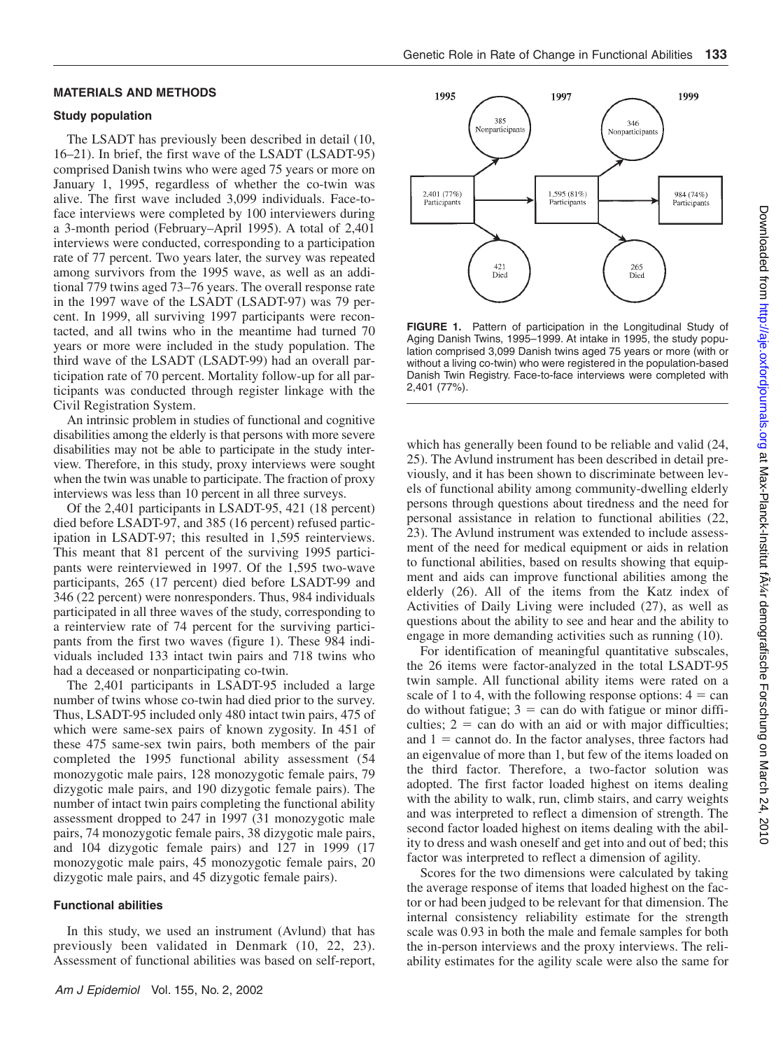## MATERIALS AND METHODS

### Study population

The LSADT has previously been described in detail (10, 16–21). In brief, the first wave of the LSADT (LSADT-95) comprised Danish twins who were aged 75 years or more on January 1, 1995, regardless of whether the co-twin was alive. The first wave included 3,099 individuals. Face-to-face interviews were completed by 100 interviewers during a 3-month period (February–April 1995). A total of 2,401 interviews were conducted, corresponding to a participation rate of 77 percent. Two years later, the survey was repeated among survivors from the 1995 wave, as well as an additional 779 twins aged 73–76 years. The overall response rate in the 1997 wave of the LSADT (LSADT-97) was 79 percent. In 1999, all surviving 1997 participants were recontacted, and all twins who in the meantime had turned 70 years or more were included in the study population. The third wave of the LSADT (LSADT-99) had an overall participation rate of 70 percent. Mortality follow-up for all participants was conducted through register linkage with the Civil Registration System.

An intrinsic problem in studies of functional and cognitive disabilities among the elderly is that persons with more severe disabilities may not be able to participate in the study interview. Therefore, in this study, proxy interviews were sought when the twin was unable to participate. The fraction of proxy interviews was less than 10 percent in all three surveys.

Of the 2,401 participants in LSADT-95, 421 (18 percent) died before LSADT-97, and 385 (16 percent) refused participation in LSADT-97; this resulted in 1,595 reinterviews. This meant that 81 percent of the surviving 1995 participants were reinterviewed in 1997. Of the 1,595 two-wave participants, 265 (17 percent) died before LSADT-99 and 346 (22 percent) were nonresponders. Thus, 984 individuals participated in all three waves of the study, corresponding to a reinterview rate of 74 percent for the surviving participants from the first two waves (figure 1). These 984 individuals included 133 intact twin pairs and 718 twins who had a deceased or nonparticipating co-twin.

The 2,401 participants in LSADT-95 included a large number of twins whose co-twin had died prior to the survey. Thus, LSADT-95 included only 480 intact twin pairs, 475 of which were same-sex pairs of known zygosity. In 451 of these 475 same-sex twin pairs, both members of the pair completed the 1995 functional ability assessment (54 monozygotic male pairs, 128 monozygotic female pairs, 79 dizygotic male pairs, and 190 dizygotic female pairs). The number of intact twin pairs completing the functional ability assessment dropped to 247 in 1997 (31 monozygotic male pairs, 74 monozygotic female pairs, 38 dizygotic male pairs, and 104 dizygotic female pairs) and 127 in 1999 (17 monozygotic male pairs, 45 monozygotic female pairs, 20 dizygotic male pairs, and 45 dizygotic female pairs).

### Functional abilities

In this study, we used an instrument (Avlund) that has previously been validated in Denmark (10, 22, 23). Assessment of functional abilities was based on self-report, which has generally been found to be reliable and valid (24, 25). The Avlund instrument has been described in detail previously, and it has been shown to discriminate between levels of functional ability among community-dwelling elderly persons through questions about tiredness and the need for personal assistance in relation to functional abilities (22, 23). The Avlund instrument was extended to include assessment of the need for medical equipment or aids in relation to functional abilities, based on results showing that equipment and aids can improve functional abilities among the elderly (26). All of the items from the Katz index of Activities of Daily Living were included (27), as well as questions about the ability to see and hear and the ability to engage in more demanding activities such as running (10).

For identification of meaningful quantitative subscales, the 26 items were factor-analyzed in the total LSADT-95 twin sample. All functional ability items were rated on a scale of 1 to 4, with the following response options: 4 = can do without fatigue; 3 = can do with fatigue or minor difficulties; 2 = can do with an aid or with major difficulties; and 1 = cannot do. In the factor analyses, three factors had an eigenvalue of more than 1, but few of the items loaded on the third factor. Therefore, a two-factor solution was adopted. The first factor loaded highest on items dealing with the ability to walk, run, climb stairs, and carry weights and was interpreted to reflect a dimension of strength. The second factor loaded highest on items dealing with the ability to dress and wash oneself and get into and out of bed; this factor was interpreted to reflect a dimension of agility.

Scores for the two dimensions were calculated by taking the average response of items that loaded highest on the factor or had been judged to be relevant for that dimension. The internal consistency reliability estimate for the strength scale was 0.93 in both the male and female samples for both the in-person interviews and the proxy interviews. The reliability estimates for the agility scale were also the same for

| 1995 | 1997 | 1999 |
|---|---|---|
| 2,401 (77%) Participants | 1,595 (81%) Participants | 984 (74%) Participants |
| → 385 Nonparticipants | → 346 Nonparticipants | |
| → 421 Died | → 265 Died | |

**FIGURE 1.** Pattern of participation in the Longitudinal Study of Aging Danish Twins, 1995–1999. At intake in 1995, the study population comprised 3,099 Danish twins aged 75 years or more (with or without a living co-twin) who were registered in the population-based Danish Twin Registry. Face-to-face interviews were completed with 2,401 (77%).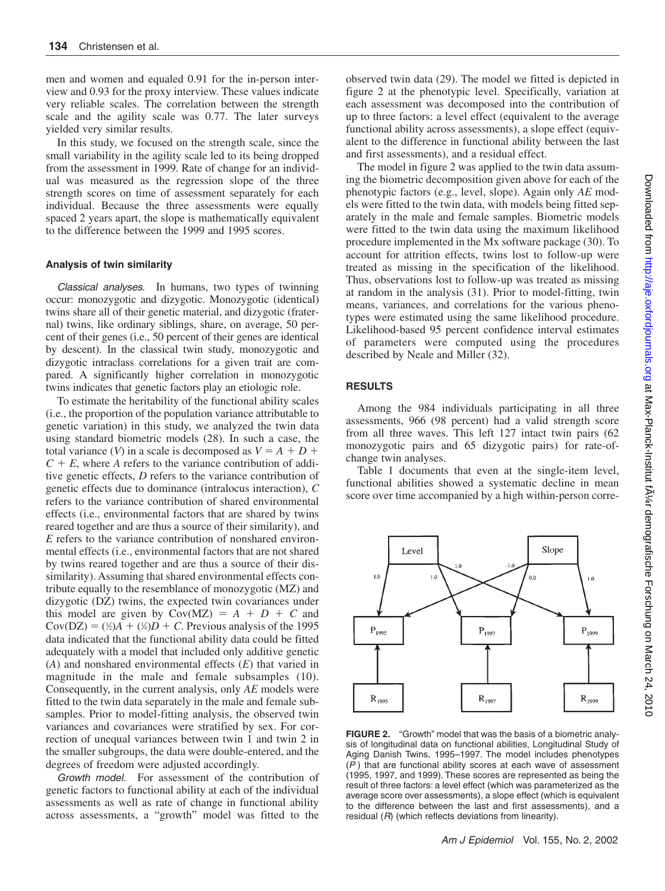men and women and equaled 0.91 for the in-person interview and 0.93 for the proxy interview. These values indicate very reliable scales. The correlation between the strength scale and the agility scale was 0.77. The later surveys yielded very similar results.

In this study, we focused on the strength scale, since the small variability in the agility scale led to its being dropped from the assessment in 1999. Rate of change for an individual was measured as the regression slope of the three strength scores on time of assessment separately for each individual. Because the three assessments were equally spaced 2 years apart, the slope is mathematically equivalent to the difference between the 1999 and 1995 scores.

#### Analysis of twin similarity

*Classical analyses.* In humans, two types of twinning occur: monozygotic and dizygotic. Monozygotic (identical) twins share all of their genetic material, and dizygotic (fraternal) twins, like ordinary siblings, share, on average, 50 percent of their genes (i.e., 50 percent of their genes are identical by descent). In the classical twin study, monozygotic and dizygotic intraclass correlations for a given trait are compared. A significantly higher correlation in monozygotic twins indicates that genetic factors play an etiologic role.

To estimate the heritability of the functional ability scales (i.e., the proportion of the population variance attributable to genetic variation) in this study, we analyzed the twin data using standard biometric models (28). In such a case, the total variance ($V$) in a scale is decomposed as $V = A + D + C + E$, where $A$ refers to the variance contribution of additive genetic effects, $D$ refers to the variance contribution of genetic effects due to dominance (intralocus interaction), $C$ refers to the variance contribution of shared environmental effects (i.e., environmental factors that are shared by twins reared together and are thus a source of their similarity), and $E$ refers to the variance contribution of nonshared environmental effects (i.e., environmental factors that are not shared by twins reared together and are thus a source of their dissimilarity). Assuming that shared environmental effects contribute equally to the resemblance of monozygotic (MZ) and dizygotic (DZ) twins, the expected twin covariances under this model are given by $\text{Cov(MZ)} = A + D + C$ and $\text{Cov(DZ)} = (\frac{1}{2})A + (\frac{1}{4})D + C$. Previous analysis of the 1995 data indicated that the functional ability data could be fitted adequately with a model that included only additive genetic ($A$) and nonshared environmental effects ($E$) that varied in magnitude in the male and female subsamples (10). Consequently, in the current analysis, only *AE* models were fitted to the twin data separately in the male and female subsamples. Prior to model-fitting analysis, the observed twin variances and covariances were stratified by sex. For correction of unequal variances between twin 1 and twin 2 in the smaller subgroups, the data were double-entered, and the degrees of freedom were adjusted accordingly.

*Growth model.* For assessment of the contribution of genetic factors to functional ability at each of the individual assessments as well as rate of change in functional ability across assessments, a "growth" model was fitted to the observed twin data (29). The model we fitted is depicted in figure 2 at the phenotypic level. Specifically, variation at each assessment was decomposed into the contribution of up to three factors: a level effect (equivalent to the average functional ability across assessments), a slope effect (equivalent to the difference in functional ability between the last and first assessments), and a residual effect.

The model in figure 2 was applied to the twin data assuming the biometric decomposition given above for each of the phenotypic factors (e.g., level, slope). Again only *AE* models were fitted to the twin data, with models being fitted separately in the male and female samples. Biometric models were fitted to the twin data using the maximum likelihood procedure implemented in the Mx software package (30). To account for attrition effects, twins lost to follow-up were treated as missing in the specification of the likelihood. Thus, observations lost to follow-up was treated as missing at random in the analysis (31). Prior to model-fitting, twin means, variances, and correlations for the various phenotypes were estimated using the same likelihood procedure. Likelihood-based 95 percent confidence interval estimates of parameters were computed using the procedures described by Neale and Miller (32).

## RESULTS

Among the 984 individuals participating in all three assessments, 966 (98 percent) had a valid strength score from all three waves. This left 127 intact twin pairs (62 monozygotic pairs and 65 dizygotic pairs) for rate-of-change twin analyses.

Table 1 documents that even at the single-item level, functional abilities showed a systematic decline in mean score over time accompanied by a high within-person corre-

**FIGURE 2.** "Growth" model that was the basis of a biometric analysis of longitudinal data on functional abilities, Longitudinal Study of Aging Danish Twins, 1995–1997. The model includes phenotypes ($P$) that are functional ability scores at each wave of assessment (1995, 1997, and 1999). These scores are represented as being the result of three factors: a level effect (which was parameterized as the average score over assessments), a slope effect (which is equivalent to the difference between the last and first assessments), and a residual ($R$) (which reflects deviations from linearity).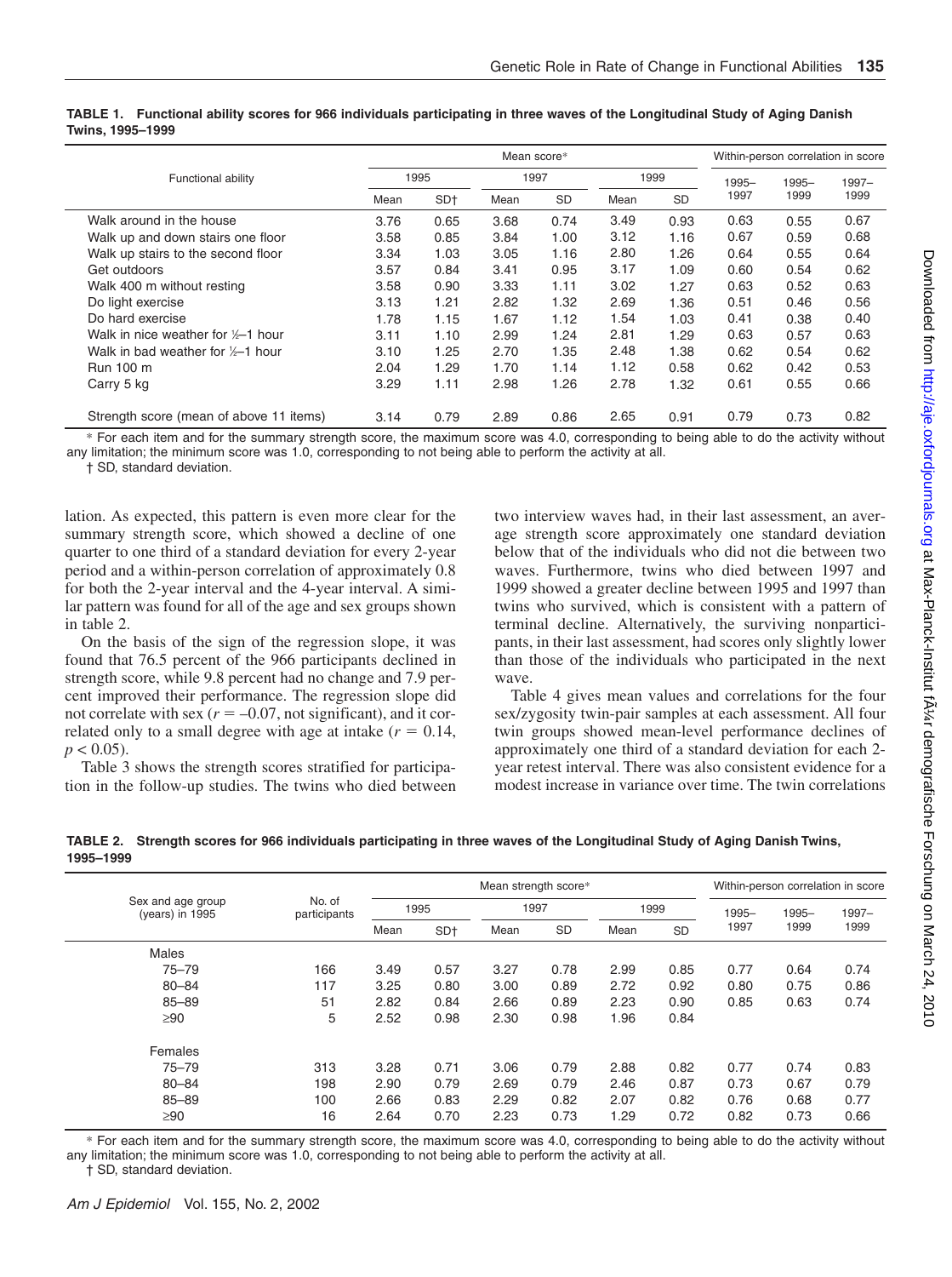**TABLE 1. Functional ability scores for 966 individuals participating in three waves of the Longitudinal Study of Aging Danish Twins, 1995–1999**

| Functional ability | Mean score* | | | | | | Within-person correlation in score | | |
|---|---|---|---|---|---|---|---|---|---|
| | 1995 | | 1997 | | 1999 | | 1995–1997 | 1995–1999 | 1997–1999 |
| | Mean | SD† | Mean | SD | Mean | SD | | | |
| Walk around in the house | 3.76 | 0.65 | 3.68 | 0.74 | 3.49 | 0.93 | 0.63 | 0.55 | 0.67 |
| Walk up and down stairs one floor | 3.58 | 0.85 | 3.84 | 1.00 | 3.12 | 1.16 | 0.67 | 0.59 | 0.68 |
| Walk up stairs to the second floor | 3.34 | 1.03 | 3.05 | 1.16 | 2.80 | 1.26 | 0.64 | 0.55 | 0.64 |
| Get outdoors | 3.57 | 0.84 | 3.41 | 0.95 | 3.17 | 1.09 | 0.60 | 0.54 | 0.62 |
| Walk 400 m without resting | 3.58 | 0.90 | 3.33 | 1.11 | 3.02 | 1.27 | 0.63 | 0.52 | 0.63 |
| Do light exercise | 3.13 | 1.21 | 2.82 | 1.32 | 2.69 | 1.36 | 0.51 | 0.46 | 0.56 |
| Do hard exercise | 1.78 | 1.15 | 1.67 | 1.12 | 1.54 | 1.03 | 0.41 | 0.38 | 0.40 |
| Walk in nice weather for ½–1 hour | 3.11 | 1.10 | 2.99 | 1.24 | 2.81 | 1.29 | 0.63 | 0.57 | 0.63 |
| Walk in bad weather for ½–1 hour | 3.10 | 1.25 | 2.70 | 1.35 | 2.48 | 1.38 | 0.62 | 0.54 | 0.62 |
| Run 100 m | 2.04 | 1.29 | 1.70 | 1.14 | 1.12 | 0.58 | 0.62 | 0.42 | 0.53 |
| Carry 5 kg | 3.29 | 1.11 | 2.98 | 1.26 | 2.78 | 1.32 | 0.61 | 0.55 | 0.66 |
| Strength score (mean of above 11 items) | 3.14 | 0.79 | 2.89 | 0.86 | 2.65 | 0.91 | 0.79 | 0.73 | 0.82 |

* For each item and for the summary strength score, the maximum score was 4.0, corresponding to being able to do the activity without any limitation; the minimum score was 1.0, corresponding to not being able to perform the activity at all.

† SD, standard deviation.

lation. As expected, this pattern is even more clear for the summary strength score, which showed a decline of one quarter to one third of a standard deviation for every 2-year period and a within-person correlation of approximately 0.8 for both the 2-year interval and the 4-year interval. A similar pattern was found for all of the age and sex groups shown in table 2.

On the basis of the sign of the regression slope, it was found that 76.5 percent of the 966 participants declined in strength score, while 9.8 percent had no change and 7.9 percent improved their performance. The regression slope did not correlate with sex ($r = -0.07$, not significant), and it correlated only to a small degree with age at intake ($r = 0.14$, $p < 0.05$).

Table 3 shows the strength scores stratified for participation in the follow-up studies. The twins who died between two interview waves had, in their last assessment, an average strength score approximately one standard deviation below that of the individuals who did not die between two waves. Furthermore, twins who died between 1997 and 1999 showed a greater decline between 1995 and 1997 than twins who survived, which is consistent with a pattern of terminal decline. Alternatively, the surviving nonparticipants, in their last assessment, had scores only slightly lower than those of the individuals who participated in the next wave.

Table 4 gives mean values and correlations for the four sex/zygosity twin-pair samples at each assessment. All four twin groups showed mean-level performance declines of approximately one third of a standard deviation for each 2-year retest interval. There was also consistent evidence for a modest increase in variance over time. The twin correlations

**TABLE 2. Strength scores for 966 individuals participating in three waves of the Longitudinal Study of Aging Danish Twins, 1995–1999**

| Sex and age group (years) in 1995 | No. of participants | Mean strength score* | | | | | | Within-person correlation in score | | |
|---|---|---|---|---|---|---|---|---|---|---|
| | | 1995 | | 1997 | | 1999 | | 1995–1997 | 1995–1999 | 1997–1999 |
| | | Mean | SD† | Mean | SD | Mean | SD | | | |
| Males | | | | | | | | | | |
| 75–79 | 166 | 3.49 | 0.57 | 3.27 | 0.78 | 2.99 | 0.85 | 0.77 | 0.64 | 0.74 |
| 80–84 | 117 | 3.25 | 0.80 | 3.00 | 0.89 | 2.72 | 0.92 | 0.80 | 0.75 | 0.86 |
| 85–89 | 51 | 2.82 | 0.84 | 2.66 | 0.89 | 2.23 | 0.90 | 0.85 | 0.63 | 0.74 |
| ≥90 | 5 | 2.52 | 0.98 | 2.30 | 0.98 | 1.96 | 0.84 | | | |
| Females | | | | | | | | | | |
| 75–79 | 313 | 3.28 | 0.71 | 3.06 | 0.79 | 2.88 | 0.82 | 0.77 | 0.74 | 0.83 |
| 80–84 | 198 | 2.90 | 0.79 | 2.69 | 0.79 | 2.46 | 0.87 | 0.73 | 0.67 | 0.79 |
| 85–89 | 100 | 2.66 | 0.83 | 2.29 | 0.82 | 2.07 | 0.82 | 0.76 | 0.68 | 0.77 |
| ≥90 | 16 | 2.64 | 0.70 | 2.23 | 0.73 | 1.29 | 0.72 | 0.82 | 0.73 | 0.66 |

* For each item and for the summary strength score, the maximum score was 4.0, corresponding to being able to do the activity without any limitation; the minimum score was 1.0, corresponding to not being able to perform the activity at all.

† SD, standard deviation.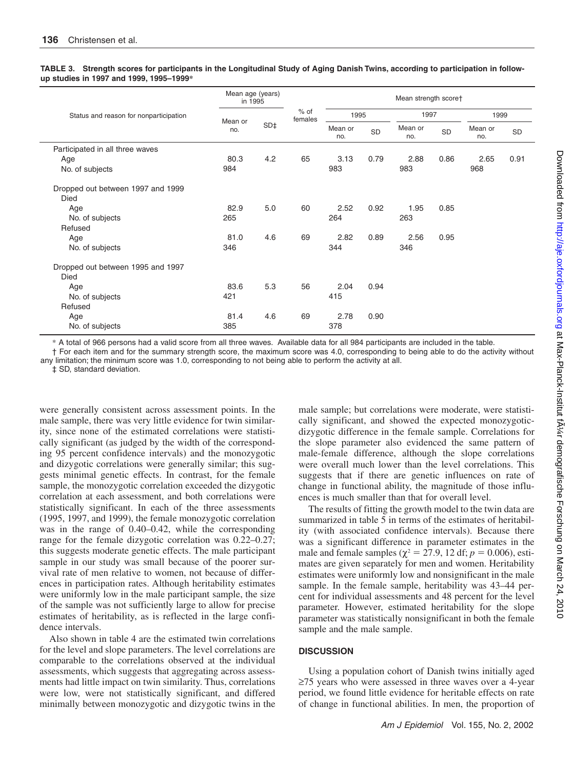**TABLE 3. Strength scores for participants in the Longitudinal Study of Aging Danish Twins, according to participation in follow-up studies in 1997 and 1999, 1995–1999***

| Status and reason for nonparticipation | Mean age (years) in 1995 | | % of females | Mean strength score† | | | | | |
|---|---|---|---|---|---|---|---|---|---|
| | | | | 1995 | | 1997 | | 1999 | |
| | Mean or no. | SD‡ | | Mean or no. | SD | Mean or no. | SD | Mean or no. | SD |
| Participated in all three waves | | | | | | | | | |
| Age | 80.3 | 4.2 | 65 | 3.13 | 0.79 | 2.88 | 0.86 | 2.65 | 0.91 |
| No. of subjects | 984 | | | 983 | | 983 | | 968 | |
| Dropped out between 1997 and 1999 | | | | | | | | | |
| Died | | | | | | | | | |
| Age | 82.9 | 5.0 | 60 | 2.52 | 0.92 | 1.95 | 0.85 | | |
| No. of subjects | 265 | | | 264 | | 263 | | | |
| Refused | | | | | | | | | |
| Age | 81.0 | 4.6 | 69 | 2.82 | 0.89 | 2.56 | 0.95 | | |
| No. of subjects | 346 | | | 344 | | 346 | | | |
| Dropped out between 1995 and 1997 | | | | | | | | | |
| Died | | | | | | | | | |
| Age | 83.6 | 5.3 | 56 | 2.04 | 0.94 | | | | |
| No. of subjects | 421 | | | 415 | | | | | |
| Refused | | | | | | | | | |
| Age | 81.4 | 4.6 | 69 | 2.78 | 0.90 | | | | |
| No. of subjects | 385 | | | 378 | | | | | |

\* A total of 966 persons had a valid score from all three waves. Available data for all 984 participants are included in the table.

† For each item and for the summary strength score, the maximum score was 4.0, corresponding to being able to do the activity without any limitation; the minimum score was 1.0, corresponding to not being able to perform the activity at all.

‡ SD, standard deviation.

were generally consistent across assessment points. In the male sample, there was very little evidence for twin similarity, since none of the estimated correlations were statistically significant (as judged by the width of the corresponding 95 percent confidence intervals) and the monozygotic and dizygotic correlations were generally similar; this suggests minimal genetic effects. In contrast, for the female sample, the monozygotic correlation exceeded the dizygotic correlation at each assessment, and both correlations were statistically significant. In each of the three assessments (1995, 1997, and 1999), the female monozygotic correlation was in the range of 0.40–0.42, while the corresponding range for the female dizygotic correlation was 0.22–0.27; this suggests moderate genetic effects. The male participant sample in our study was small because of the poorer survival rate of men relative to women, not because of differences in participation rates. Although heritability estimates were uniformly low in the male participant sample, the size of the sample was not sufficiently large to allow for precise estimates of heritability, as is reflected in the large confidence intervals.

Also shown in table 4 are the estimated twin correlations for the level and slope parameters. The level correlations are comparable to the correlations observed at the individual assessments, which suggests that aggregating across assessments had little impact on twin similarity. Thus, correlations were low, were not statistically significant, and differed minimally between monozygotic and dizygotic twins in the male sample; but correlations were moderate, were statistically significant, and showed the expected monozygotic-dizygotic difference in the female sample. Correlations for the slope parameter also evidenced the same pattern of male-female difference, although the slope correlations were overall much lower than the level correlations. This suggests that if there are genetic influences on rate of change in functional ability, the magnitude of those influences is much smaller than that for overall level.

The results of fitting the growth model to the twin data are summarized in table 5 in terms of the estimates of heritability (with associated confidence intervals). Because there was a significant difference in parameter estimates in the male and female samples ($\chi^2 = 27.9$, 12 df; $p = 0.006$), estimates are given separately for men and women. Heritability estimates were uniformly low and nonsignificant in the male sample. In the female sample, heritability was 43–44 percent for individual assessments and 48 percent for the level parameter. However, estimated heritability for the slope parameter was statistically nonsignificant in both the female sample and the male sample.

## DISCUSSION

Using a population cohort of Danish twins initially aged ≥75 years who were assessed in three waves over a 4-year period, we found little evidence for heritable effects on rate of change in functional abilities. In men, the proportion of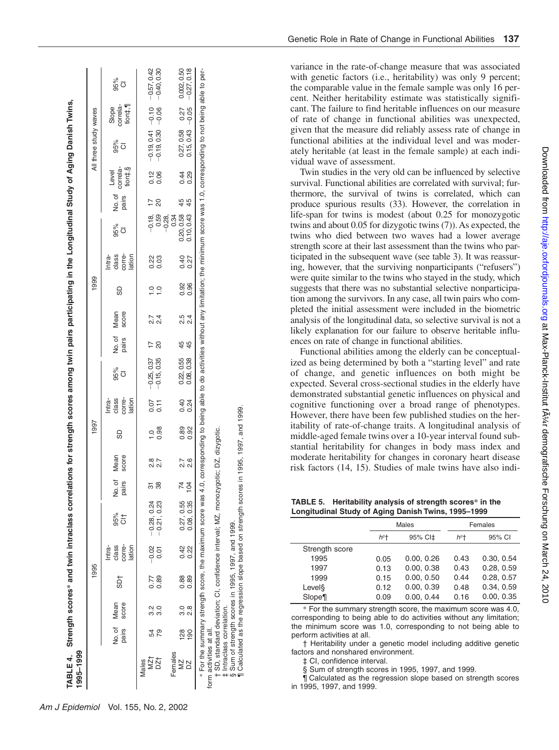**TABLE 4. Strength scores* and twin intraclass correlations for strength scores among twin pairs participating in the Longitudinal Study of Aging Danish Twins, 1995–1999**

| | 1995 | | | | | 1997 | | | | | 1999 | | | | | All three study waves | | | | |
|---|---|---|---|---|---|---|---|---|---|---|---|---|---|---|---|---|---|---|---|---|
| | No. of pairs | Mean score | SD† | Intra-class corre-lation | 95% CI† | No. of pairs | Mean score | SD | Intra-class corre-lation | 95% CI | No. of pairs | Mean score | SD | Intra-class corre-lation | 95% CI | No. of pairs | Level correla-tion‡,§ | 95% CI | Slope correla-tion‡,¶ | 95% CI |
| Males | | | | | | | | | | | | | | | | | | | | |
| MZ† | 54 | 3.2 | 0.77 | −0.02 | −0.28, 0.24 | 31 | 2.8 | 1.0 | 0.07 | −0.25, 0.37 | 17 | 2.7 | 1.0 | 0.22 | −0.18, 0.59 | 17 | 0.12 | −0.19, 0.41 | −0.10 | −0.57, 0.42 |
| DZ† | 79 | 3.0 | 0.89 | 0.01 | −0.21, 0.23 | 38 | 2.7 | 0.98 | 0.11 | −0.15, 0.35 | 20 | 2.4 | 1.0 | 0.03 | −0.28, 0.34 | 20 | 0.06 | −0.19, 0.30 | −0.06 | −0.40, 0.30 |
| Females | | | | | | | | | | | | | | | | | | | | |
| MZ | 128 | 3.0 | 0.88 | 0.42 | 0.27, 0.55 | 74 | 2.7 | 0.89 | 0.40 | 0.22, 0.55 | 45 | 2.5 | 0.92 | 0.40 | 0.20, 0.58 | 45 | 0.44 | 0.27, 0.58 | 0.27 | 0.002, 0.50 |
| DZ | 190 | 2.8 | 0.89 | 0.22 | 0.08, 0.35 | 104 | 2.6 | 0.92 | 0.24 | 0.08, 0.38 | 45 | 2.4 | 0.96 | 0.27 | 0.10, 0.43 | 45 | 0.29 | 0.15, 0.43 | −0.05 | −0.27, 0.18 |

\* For the summary strength score, the maximum score was 4.0, corresponding to being able to do activities without any limitation; the minimum score was 1.0, corresponding to not being able to perform activities at all.

† SD, standard deviation; CI, confidence interval; MZ, monozygotic; DZ, dizygotic.

‡ Intraclass correlation.

§ Sum of strength scores in 1995, 1997, and 1999.

¶ Calculated as the regression slope based on strength scores in 1995, 1997, and 1999.

variance in the rate-of-change measure that was associated with genetic factors (i.e., heritability) was only 9 percent; the comparable value in the female sample was only 16 percent. Neither heritability estimate was statistically significant. The failure to find heritable influences on our measure of rate of change in functional abilities was unexpected, given that the measure did reliably assess rate of change in functional abilities at the individual level and was moderately heritable (at least in the female sample) at each individual wave of assessment.

Twin studies in the very old can be influenced by selective survival. Functional abilities are correlated with survival; furthermore, the survival of twins is correlated, which can produce spurious results (33). However, the correlation in life-span for twins is modest (about 0.25 for monozygotic twins and about 0.05 for dizygotic twins (7)). As expected, the twins who died between two waves had a lower average strength score at their last assessment than the twins who participated in the subsequent wave (see table 3). It was reassuring, however, that the surviving nonparticipants ("refusers") were quite similar to the twins who stayed in the study, which suggests that there was no substantial selective nonparticipation among the survivors. In any case, all twin pairs who completed the initial assessment were included in the biometric analysis of the longitudinal data, so selective survival is not a likely explanation for our failure to observe heritable influences on rate of change in functional abilities.

Functional abilities among the elderly can be conceptualized as being determined by both a "starting level" and rate of change, and genetic influences on both might be expected. Several cross-sectional studies in the elderly have demonstrated substantial genetic influences on physical and cognitive functioning over a broad range of phenotypes. However, there have been few published studies on the heritability of rate-of-change traits. A longitudinal analysis of middle-aged female twins over a 10-year interval found substantial heritability for changes in body mass index and moderate heritability for changes in coronary heart disease risk factors (14, 15). Studies of male twins have also indi-

**TABLE 5. Heritability analysis of strength scores* in the Longitudinal Study of Aging Danish Twins, 1995–1999**

| | Males | | Females | |
|---|---|---|---|---|
| | $h^2$† | 95% CI‡ | $h^2$† | 95% CI |
| Strength score | | | | |
| 1995 | 0.05 | 0.00, 0.26 | 0.43 | 0.30, 0.54 |
| 1997 | 0.13 | 0.00, 0.38 | 0.43 | 0.28, 0.59 |
| 1999 | 0.15 | 0.00, 0.50 | 0.44 | 0.28, 0.57 |
| Level§ | 0.12 | 0.00, 0.39 | 0.48 | 0.34, 0.59 |
| Slope¶ | 0.09 | 0.00, 0.44 | 0.16 | 0.00, 0.35 |

\* For the summary strength score, the maximum score was 4.0, corresponding to being able to do activities without any limitation; the minimum score was 1.0, corresponding to not being able to perform activities at all.

† Heritability under a genetic model including additive genetic factors and nonshared environment.

‡ CI, confidence interval.

§ Sum of strength scores in 1995, 1997, and 1999.

¶ Calculated as the regression slope based on strength scores in 1995, 1997, and 1999.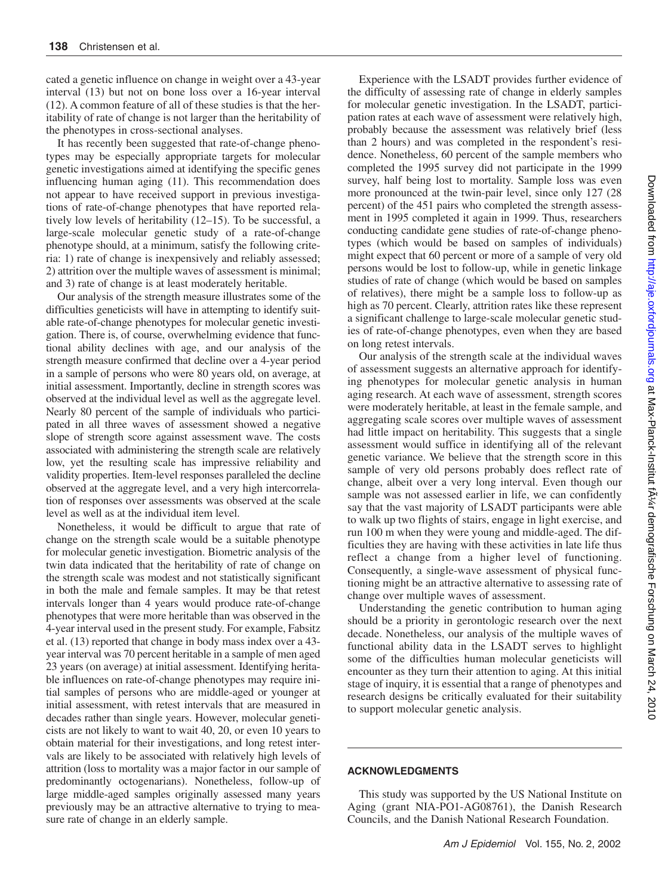cated a genetic influence on change in weight over a 43-year interval (13) but not on bone loss over a 16-year interval (12). A common feature of all of these studies is that the heritability of rate of change is not larger than the heritability of the phenotypes in cross-sectional analyses.

It has recently been suggested that rate-of-change phenotypes may be especially appropriate targets for molecular genetic investigations aimed at identifying the specific genes influencing human aging (11). This recommendation does not appear to have received support in previous investigations of rate-of-change phenotypes that have reported relatively low levels of heritability (12–15). To be successful, a large-scale molecular genetic study of a rate-of-change phenotype should, at a minimum, satisfy the following criteria: 1) rate of change is inexpensively and reliably assessed; 2) attrition over the multiple waves of assessment is minimal; and 3) rate of change is at least moderately heritable.

Our analysis of the strength measure illustrates some of the difficulties geneticists will have in attempting to identify suitable rate-of-change phenotypes for molecular genetic investigation. There is, of course, overwhelming evidence that functional ability declines with age, and our analysis of the strength measure confirmed that decline over a 4-year period in a sample of persons who were 80 years old, on average, at initial assessment. Importantly, decline in strength scores was observed at the individual level as well as the aggregate level. Nearly 80 percent of the sample of individuals who participated in all three waves of assessment showed a negative slope of strength score against assessment wave. The costs associated with administering the strength scale are relatively low, yet the resulting scale has impressive reliability and validity properties. Item-level responses paralleled the decline observed at the aggregate level, and a very high intercorrelation of responses over assessments was observed at the scale level as well as at the individual item level.

Nonetheless, it would be difficult to argue that rate of change on the strength scale would be a suitable phenotype for molecular genetic investigation. Biometric analysis of the twin data indicated that the heritability of rate of change on the strength scale was modest and not statistically significant in both the male and female samples. It may be that retest intervals longer than 4 years would produce rate-of-change phenotypes that were more heritable than was observed in the 4-year interval used in the present study. For example, Fabsitz et al. (13) reported that change in body mass index over a 43-year interval was 70 percent heritable in a sample of men aged 23 years (on average) at initial assessment. Identifying heritable influences on rate-of-change phenotypes may require initial samples of persons who are middle-aged or younger at initial assessment, with retest intervals that are measured in decades rather than single years. However, molecular geneticists are not likely to want to wait 40, 20, or even 10 years to obtain material for their investigations, and long retest intervals are likely to be associated with relatively high levels of attrition (loss to mortality was a major factor in our sample of predominantly octogenarians). Nonetheless, follow-up of large middle-aged samples originally assessed many years previously may be an attractive alternative to trying to measure rate of change in an elderly sample.

Experience with the LSADT provides further evidence of the difficulty of assessing rate of change in elderly samples for molecular genetic investigation. In the LSADT, participation rates at each wave of assessment were relatively high, probably because the assessment was relatively brief (less than 2 hours) and was completed in the respondent's residence. Nonetheless, 60 percent of the sample members who completed the 1995 survey did not participate in the 1999 survey, half being lost to mortality. Sample loss was even more pronounced at the twin-pair level, since only 127 (28 percent) of the 451 pairs who completed the strength assessment in 1995 completed it again in 1999. Thus, researchers conducting candidate gene studies of rate-of-change phenotypes (which would be based on samples of individuals) might expect that 60 percent or more of a sample of very old persons would be lost to follow-up, while in genetic linkage studies of rate of change (which would be based on samples of relatives), there might be a sample loss to follow-up as high as 70 percent. Clearly, attrition rates like these represent a significant challenge to large-scale molecular genetic studies of rate-of-change phenotypes, even when they are based on long retest intervals.

Our analysis of the strength scale at the individual waves of assessment suggests an alternative approach for identifying phenotypes for molecular genetic analysis in human aging research. At each wave of assessment, strength scores were moderately heritable, at least in the female sample, and aggregating scale scores over multiple waves of assessment had little impact on heritability. This suggests that a single assessment would suffice in identifying all of the relevant genetic variance. We believe that the strength score in this sample of very old persons probably does reflect rate of change, albeit over a very long interval. Even though our sample was not assessed earlier in life, we can confidently say that the vast majority of LSADT participants were able to walk up two flights of stairs, engage in light exercise, and run 100 m when they were young and middle-aged. The difficulties they are having with these activities in late life thus reflect a change from a higher level of functioning. Consequently, a single-wave assessment of physical functioning might be an attractive alternative to assessing rate of change over multiple waves of assessment.

Understanding the genetic contribution to human aging should be a priority in gerontologic research over the next decade. Nonetheless, our analysis of the multiple waves of functional ability data in the LSADT serves to highlight some of the difficulties human molecular geneticists will encounter as they turn their attention to aging. At this initial stage of inquiry, it is essential that a range of phenotypes and research designs be critically evaluated for their suitability to support molecular genetic analysis.

## ACKNOWLEDGMENTS

This study was supported by the US National Institute on Aging (grant NIA-PO1-AG08761), the Danish Research Councils, and the Danish National Research Foundation.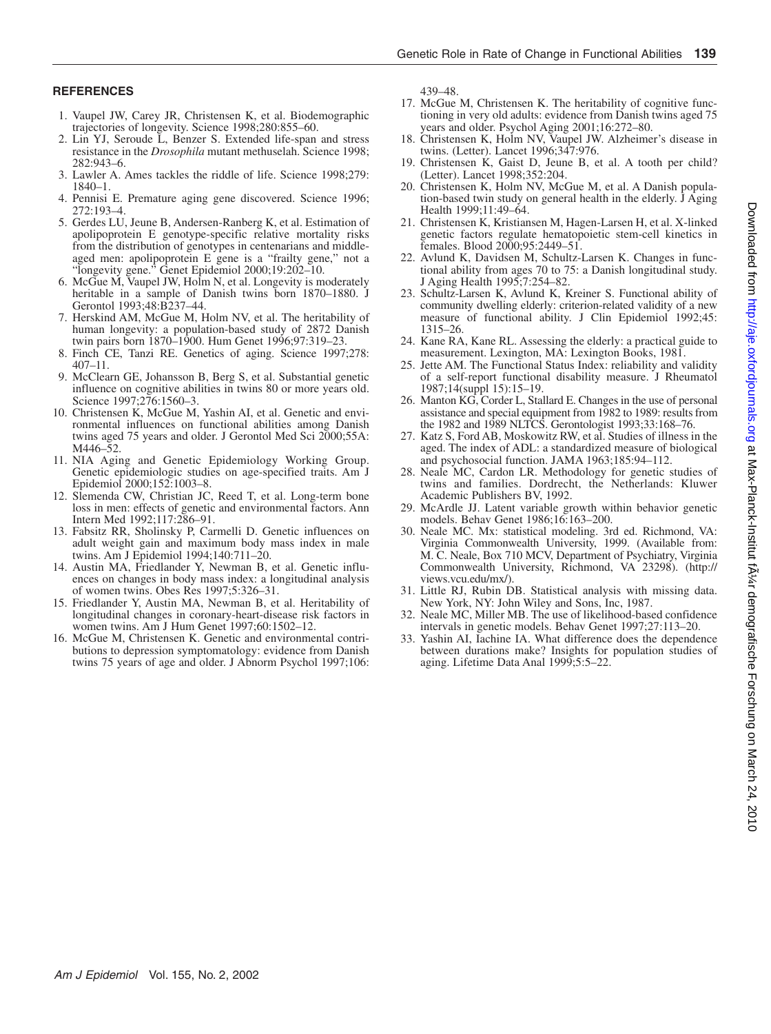## REFERENCES

1. Vaupel JW, Carey JR, Christensen K, et al. Biodemographic trajectories of longevity. Science 1998;280:855–60.
2. Lin YJ, Seroude L, Benzer S. Extended life-span and stress resistance in the *Drosophila* mutant methuselah. Science 1998; 282:943–6.
3. Lawler A. Ames tackles the riddle of life. Science 1998;279: 1840–1.
4. Pennisi E. Premature aging gene discovered. Science 1996; 272:193–4.
5. Gerdes LU, Jeune B, Andersen-Ranberg K, et al. Estimation of apolipoprotein E genotype-specific relative mortality risks from the distribution of genotypes in centenarians and middle-aged men: apolipoprotein E gene is a "frailty gene," not a "longevity gene." Genet Epidemiol 2000;19:202–10.
6. McGue M, Vaupel JW, Holm N, et al. Longevity is moderately heritable in a sample of Danish twins born 1870–1880. J Gerontol 1993;48:B237–44.
7. Herskind AM, McGue M, Holm NV, et al. The heritability of human longevity: a population-based study of 2872 Danish twin pairs born 1870–1900. Hum Genet 1996;97:319–23.
8. Finch CE, Tanzi RE. Genetics of aging. Science 1997;278: 407–11.
9. McClearn GE, Johansson B, Berg S, et al. Substantial genetic influence on cognitive abilities in twins 80 or more years old. Science 1997;276:1560–3.
10. Christensen K, McGue M, Yashin AI, et al. Genetic and environmental influences on functional abilities among Danish twins aged 75 years and older. J Gerontol Med Sci 2000;55A: M446–52.
11. NIA Aging and Genetic Epidemiology Working Group. Genetic epidemiologic studies on age-specified traits. Am J Epidemiol 2000;152:1003–8.
12. Slemenda CW, Christian JC, Reed T, et al. Long-term bone loss in men: effects of genetic and environmental factors. Ann Intern Med 1992;117:286–91.
13. Fabsitz RR, Sholinsky P, Carmelli D. Genetic influences on adult weight gain and maximum body mass index in male twins. Am J Epidemiol 1994;140:711–20.
14. Austin MA, Friedlander Y, Newman B, et al. Genetic influences on changes in body mass index: a longitudinal analysis of women twins. Obes Res 1997;5:326–31.
15. Friedlander Y, Austin MA, Newman B, et al. Heritability of longitudinal changes in coronary-heart-disease risk factors in women twins. Am J Hum Genet 1997;60:1502–12.
16. McGue M, Christensen K. Genetic and environmental contributions to depression symptomatology: evidence from Danish twins 75 years of age and older. J Abnorm Psychol 1997;106: 439–48.
17. McGue M, Christensen K. The heritability of cognitive functioning in very old adults: evidence from Danish twins aged 75 years and older. Psychol Aging 2001;16:272–80.
18. Christensen K, Holm NV, Vaupel JW. Alzheimer's disease in twins. (Letter). Lancet 1996;347:976.
19. Christensen K, Gaist D, Jeune B, et al. A tooth per child? (Letter). Lancet 1998;352:204.
20. Christensen K, Holm NV, McGue M, et al. A Danish population-based twin study on general health in the elderly. J Aging Health 1999;11:49–64.
21. Christensen K, Kristiansen M, Hagen-Larsen H, et al. X-linked genetic factors regulate hematopoietic stem-cell kinetics in females. Blood 2000;95:2449–51.
22. Avlund K, Davidsen M, Schultz-Larsen K. Changes in functional ability from ages 70 to 75: a Danish longitudinal study. J Aging Health 1995;7:254–82.
23. Schultz-Larsen K, Avlund K, Kreiner S. Functional ability of community dwelling elderly: criterion-related validity of a new measure of functional ability. J Clin Epidemiol 1992;45: 1315–26.
24. Kane RA, Kane RL. Assessing the elderly: a practical guide to measurement. Lexington, MA: Lexington Books, 1981.
25. Jette AM. The Functional Status Index: reliability and validity of a self-report functional disability measure. J Rheumatol 1987;14(suppl 15):15–19.
26. Manton KG, Corder L, Stallard E. Changes in the use of personal assistance and special equipment from 1982 to 1989: results from the 1982 and 1989 NLTCS. Gerontologist 1993;33:168–76.
27. Katz S, Ford AB, Moskowitz RW, et al. Studies of illness in the aged. The index of ADL: a standardized measure of biological and psychosocial function. JAMA 1963;185:94–112.
28. Neale MC, Cardon LR. Methodology for genetic studies of twins and families. Dordrecht, the Netherlands: Kluwer Academic Publishers BV, 1992.
29. McArdle JJ. Latent variable growth within behavior genetic models. Behav Genet 1986;16:163–200.
30. Neale MC. Mx: statistical modeling. 3rd ed. Richmond, VA: Virginia Commonwealth University, 1999. (Available from: M. C. Neale, Box 710 MCV, Department of Psychiatry, Virginia Commonwealth University, Richmond, VA 23298). (http://views.vcu.edu/mx/).
31. Little RJ, Rubin DB. Statistical analysis with missing data. New York, NY: John Wiley and Sons, Inc, 1987.
32. Neale MC, Miller MB. The use of likelihood-based confidence intervals in genetic models. Behav Genet 1997;27:113–20.
33. Yashin AI, Iachine IA. What difference does the dependence between durations make? Insights for population studies of aging. Lifetime Data Anal 1999;5:5–22.